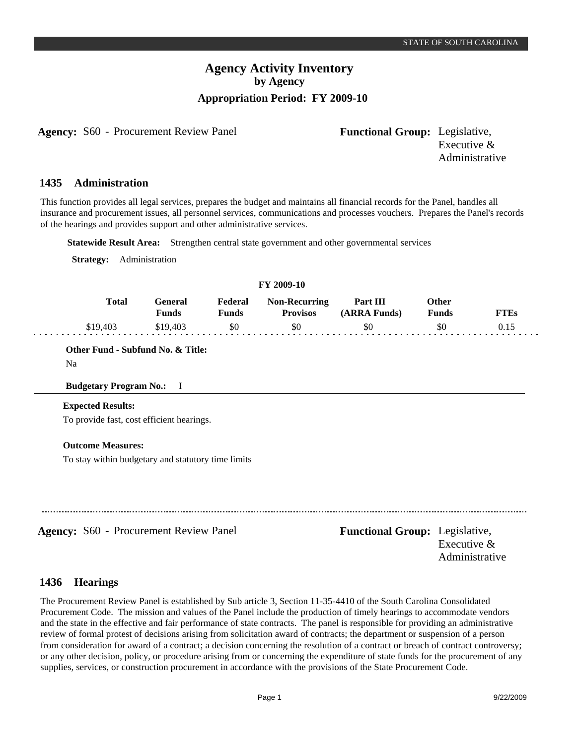# Agency Activity Inventory
## by Agency
### Appropriation Period: FY 2009-10

**Agency:** S60 - Procurement Review Panel **Functional Group:** Legislative, Executive & Administrative

## 1435 Administration

This function provides all legal services, prepares the budget and maintains all financial records for the Panel, handles all insurance and procurement issues, all personnel services, communications and processes vouchers. Prepares the Panel's records of the hearings and provides support and other administrative services.

**Statewide Result Area:** Strengthen central state government and other governmental services

**Strategy:** Administration

FY 2009-10

| Total | General Funds | Federal Funds | Non-Recurring Provisos | Part III (ARRA Funds) | Other Funds | FTEs |
|---|---|---|---|---|---|---|
| $19,403 | $19,403 | $0 | $0 | $0 | $0 | 0.15 |

**Other Fund - Subfund No. & Title:**

Na

**Budgetary Program No.:** I

**Expected Results:**

To provide fast, cost efficient hearings.

**Outcome Measures:**

To stay within budgetary and statutory time limits

---

**Agency:** S60 - Procurement Review Panel **Functional Group:** Legislative, Executive & Administrative

## 1436 Hearings

The Procurement Review Panel is established by Sub article 3, Section 11-35-4410 of the South Carolina Consolidated Procurement Code. The mission and values of the Panel include the production of timely hearings to accommodate vendors and the state in the effective and fair performance of state contracts. The panel is responsible for providing an administrative review of formal protest of decisions arising from solicitation award of contracts; the department or suspension of a person from consideration for award of a contract; a decision concerning the resolution of a contract or breach of contract controversy; or any other decision, policy, or procedure arising from or concerning the expenditure of state funds for the procurement of any supplies, services, or construction procurement in accordance with the provisions of the State Procurement Code.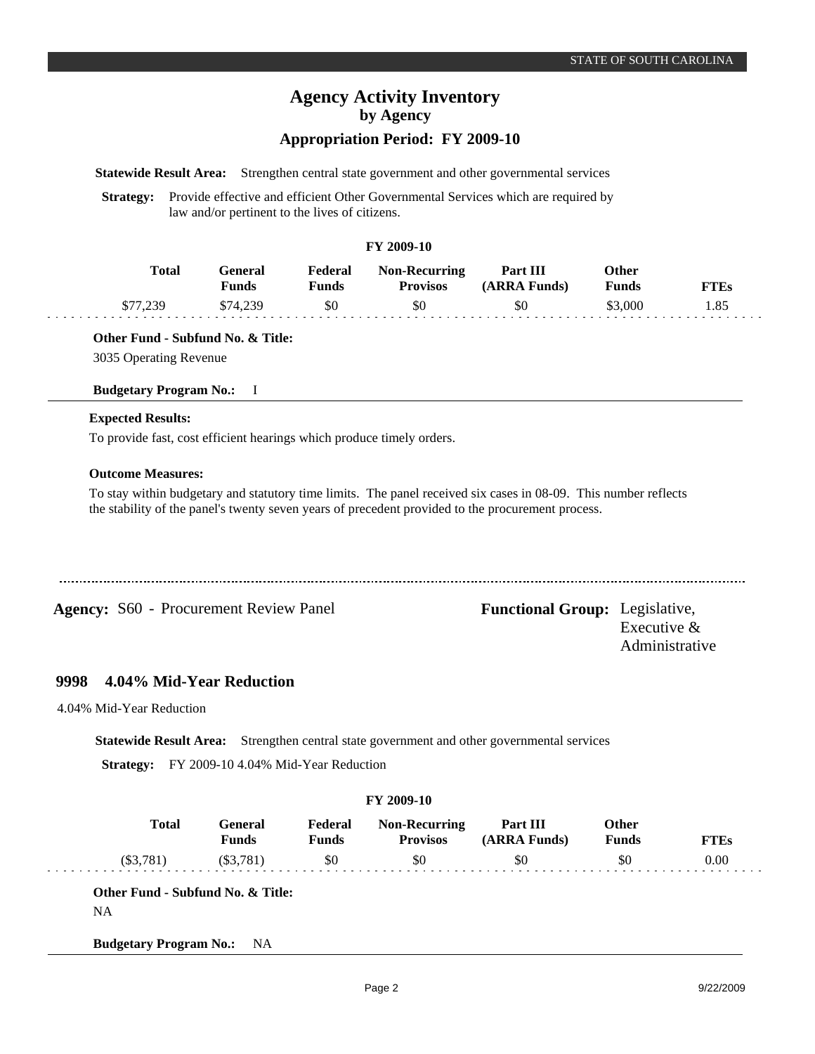**Statewide Result Area:** Strengthen central state government and other governmental services

**Strategy:** Provide effective and efficient Other Governmental Services which are required by law and/or pertinent to the lives of citizens.

**FY 2009-10**

| Total | General Funds | Federal Funds | Non-Recurring Provisos | Part III (ARRA Funds) | Other Funds | FTEs |
|---|---|---|---|---|---|---|
| $77,239 | $74,239 | $0 | $0 | $0 | $3,000 | 1.85 |

**Other Fund - Subfund No. & Title:**

3035 Operating Revenue

**Budgetary Program No.:** I

**Expected Results:**

To provide fast, cost efficient hearings which produce timely orders.

**Outcome Measures:**

To stay within budgetary and statutory time limits. The panel received six cases in 08-09. This number reflects the stability of the panel's twenty seven years of precedent provided to the procurement process.

---

**Agency:** S60 - Procurement Review Panel

**Functional Group:** Legislative, Executive & Administrative

## 9998 4.04% Mid-Year Reduction

4.04% Mid-Year Reduction

**Statewide Result Area:** Strengthen central state government and other governmental services

**Strategy:** FY 2009-10 4.04% Mid-Year Reduction

**FY 2009-10**

| Total | General Funds | Federal Funds | Non-Recurring Provisos | Part III (ARRA Funds) | Other Funds | FTEs |
|---|---|---|---|---|---|---|
| ($3,781) | ($3,781) | $0 | $0 | $0 | $0 | 0.00 |

**Other Fund - Subfund No. & Title:**

NA

**Budgetary Program No.:** NA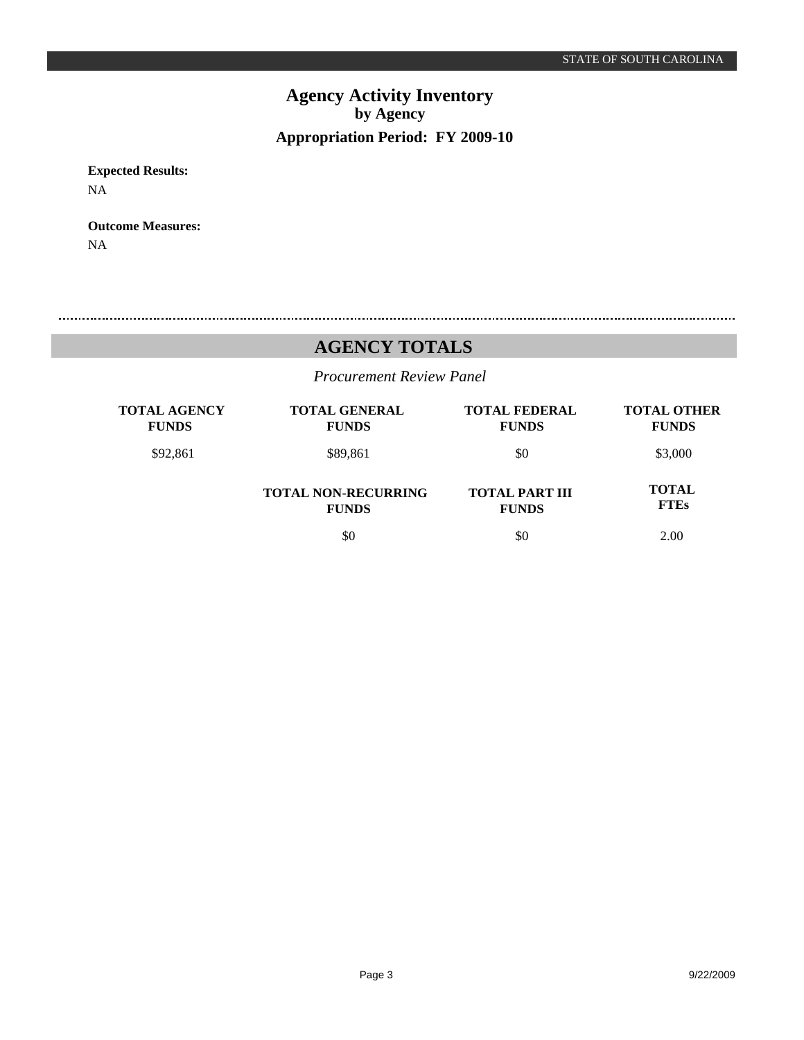# Agency Activity Inventory

### by Agency

### Appropriation Period: FY 2009-10

**Expected Results:**

NA

**Outcome Measures:**

NA

## AGENCY TOTALS

*Procurement Review Panel*

| TOTAL AGENCY FUNDS | TOTAL GENERAL FUNDS | TOTAL FEDERAL FUNDS | TOTAL OTHER FUNDS |
|---|---|---|---|
| $92,861 | $89,861 | $0 | $3,000 |

| TOTAL NON-RECURRING FUNDS | TOTAL PART III FUNDS | TOTAL FTEs |
|---|---|---|
| $0 | $0 | 2.00 |